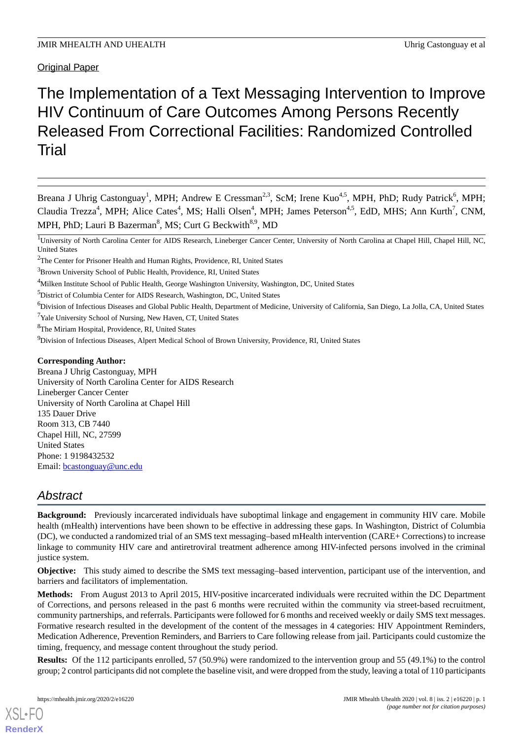Original Paper

# The Implementation of a Text Messaging Intervention to Improve HIV Continuum of Care Outcomes Among Persons Recently Released From Correctional Facilities: Randomized Controlled Trial

Breana J Uhrig Castonguay[1], MPH; Andrew E Cressman[2,3], ScM; Irene Kuo[4,5], MPH, PhD; Rudy Patrick[6], MPH; Claudia Trezza[4], MPH; Alice Cates[4], MS; Halli Olsen[4], MPH; James Peterson[4,5], EdD, MHS; Ann Kurth[7], CNM, MPH, PhD; Lauri B Bazerman[8], MS; Curt G Beckwith[8,9], MD

[1]University of North Carolina Center for AIDS Research, Lineberger Cancer Center, University of North Carolina at Chapel Hill, Chapel Hill, NC, United States

[2]The Center for Prisoner Health and Human Rights, Providence, RI, United States

[3]Brown University School of Public Health, Providence, RI, United States

[4]Milken Institute School of Public Health, George Washington University, Washington, DC, United States

[5]District of Columbia Center for AIDS Research, Washington, DC, United States

[6]Division of Infectious Diseases and Global Public Health, Department of Medicine, University of California, San Diego, La Jolla, CA, United States

[7]Yale University School of Nursing, New Haven, CT, United States

[8]The Miriam Hospital, Providence, RI, United States

[9]Division of Infectious Diseases, Alpert Medical School of Brown University, Providence, RI, United States

**Corresponding Author:**
Breana J Uhrig Castonguay, MPH
University of North Carolina Center for AIDS Research
Lineberger Cancer Center
University of North Carolina at Chapel Hill
135 Dauer Drive
Room 313, CB 7440
Chapel Hill, NC, 27599
United States
Phone: 1 9198432532
Email: bcastonguay@unc.edu

## Abstract

**Background:** Previously incarcerated individuals have suboptimal linkage and engagement in community HIV care. Mobile health (mHealth) interventions have been shown to be effective in addressing these gaps. In Washington, District of Columbia (DC), we conducted a randomized trial of an SMS text messaging–based mHealth intervention (CARE+ Corrections) to increase linkage to community HIV care and antiretroviral treatment adherence among HIV-infected persons involved in the criminal justice system.

**Objective:** This study aimed to describe the SMS text messaging–based intervention, participant use of the intervention, and barriers and facilitators of implementation.

**Methods:** From August 2013 to April 2015, HIV-positive incarcerated individuals were recruited within the DC Department of Corrections, and persons released in the past 6 months were recruited within the community via street-based recruitment, community partnerships, and referrals. Participants were followed for 6 months and received weekly or daily SMS text messages. Formative research resulted in the development of the content of the messages in 4 categories: HIV Appointment Reminders, Medication Adherence, Prevention Reminders, and Barriers to Care following release from jail. Participants could customize the timing, frequency, and message content throughout the study period.

**Results:** Of the 112 participants enrolled, 57 (50.9%) were randomized to the intervention group and 55 (49.1%) to the control group; 2 control participants did not complete the baseline visit, and were dropped from the study, leaving a total of 110 participants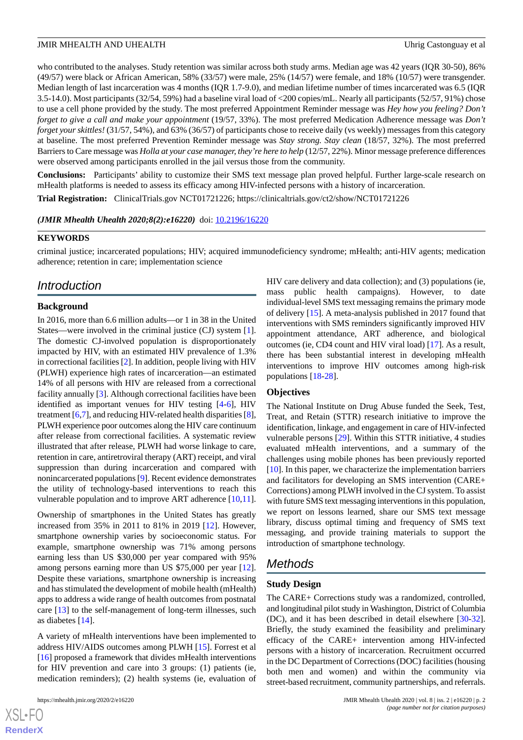who contributed to the analyses. Study retention was similar across both study arms. Median age was 42 years (IQR 30-50), 86% (49/57) were black or African American, 58% (33/57) were male, 25% (14/57) were female, and 18% (10/57) were transgender. Median length of last incarceration was 4 months (IQR 1.7-9.0), and median lifetime number of times incarcerated was 6.5 (IQR 3.5-14.0). Most participants (32/54, 59%) had a baseline viral load of <200 copies/mL. Nearly all participants (52/57, 91%) chose to use a cell phone provided by the study. The most preferred Appointment Reminder message was *Hey how you feeling? Don't forget to give a call and make your appointment* (19/57, 33%). The most preferred Medication Adherence message was *Don't forget your skittles!* (31/57, 54%), and 63% (36/57) of participants chose to receive daily (vs weekly) messages from this category at baseline. The most preferred Prevention Reminder message was *Stay strong. Stay clean* (18/57, 32%). The most preferred Barriers to Care message was *Holla at your case manager, they're here to help* (12/57, 22%). Minor message preference differences were observed among participants enrolled in the jail versus those from the community.

**Conclusions:** Participants' ability to customize their SMS text message plan proved helpful. Further large-scale research on mHealth platforms is needed to assess its efficacy among HIV-infected persons with a history of incarceration.

**Trial Registration:** ClinicalTrials.gov NCT01721226; https://clinicaltrials.gov/ct2/show/NCT01721226

***(JMIR Mhealth Uhealth 2020;8(2):e16220)*** doi: 10.2196/16220

## KEYWORDS

criminal justice; incarcerated populations; HIV; acquired immunodeficiency syndrome; mHealth; anti-HIV agents; medication adherence; retention in care; implementation science

## Introduction

### Background

In 2016, more than 6.6 million adults—or 1 in 38 in the United States—were involved in the criminal justice (CJ) system [1]. The domestic CJ-involved population is disproportionately impacted by HIV, with an estimated HIV prevalence of 1.3% in correctional facilities [2]. In addition, people living with HIV (PLWH) experience high rates of incarceration—an estimated 14% of all persons with HIV are released from a correctional facility annually [3]. Although correctional facilities have been identified as important venues for HIV testing [4-6], HIV treatment [6,7], and reducing HIV-related health disparities [8], PLWH experience poor outcomes along the HIV care continuum after release from correctional facilities. A systematic review illustrated that after release, PLWH had worse linkage to care, retention in care, antiretroviral therapy (ART) receipt, and viral suppression than during incarceration and compared with nonincarcerated populations [9]. Recent evidence demonstrates the utility of technology-based interventions to reach this vulnerable population and to improve ART adherence [10,11].

Ownership of smartphones in the United States has greatly increased from 35% in 2011 to 81% in 2019 [12]. However, smartphone ownership varies by socioeconomic status. For example, smartphone ownership was 71% among persons earning less than US $30,000 per year compared with 95% among persons earning more than US $75,000 per year [12]. Despite these variations, smartphone ownership is increasing and has stimulated the development of mobile health (mHealth) apps to address a wide range of health outcomes from postnatal care [13] to the self-management of long-term illnesses, such as diabetes [14].

A variety of mHealth interventions have been implemented to address HIV/AIDS outcomes among PLWH [15]. Forrest et al [16] proposed a framework that divides mHealth interventions for HIV prevention and care into 3 groups: (1) patients (ie, medication reminders); (2) health systems (ie, evaluation of HIV care delivery and data collection); and (3) populations (ie, mass public health campaigns). However, to date individual-level SMS text messaging remains the primary mode of delivery [15]. A meta-analysis published in 2017 found that interventions with SMS reminders significantly improved HIV appointment attendance, ART adherence, and biological outcomes (ie, CD4 count and HIV viral load) [17]. As a result, there has been substantial interest in developing mHealth interventions to improve HIV outcomes among high-risk populations [18-28].

### Objectives

The National Institute on Drug Abuse funded the Seek, Test, Treat, and Retain (STTR) research initiative to improve the identification, linkage, and engagement in care of HIV-infected vulnerable persons [29]. Within this STTR initiative, 4 studies evaluated mHealth interventions, and a summary of the challenges using mobile phones has been previously reported [10]. In this paper, we characterize the implementation barriers and facilitators for developing an SMS intervention (CARE+ Corrections) among PLWH involved in the CJ system. To assist with future SMS text messaging interventions in this population, we report on lessons learned, share our SMS text message library, discuss optimal timing and frequency of SMS text messaging, and provide training materials to support the introduction of smartphone technology.

## Methods

### Study Design

The CARE+ Corrections study was a randomized, controlled, and longitudinal pilot study in Washington, District of Columbia (DC), and it has been described in detail elsewhere [30-32]. Briefly, the study examined the feasibility and preliminary efficacy of the CARE+ intervention among HIV-infected persons with a history of incarceration. Recruitment occurred in the DC Department of Corrections (DOC) facilities (housing both men and women) and within the community via street-based recruitment, community partnerships, and referrals.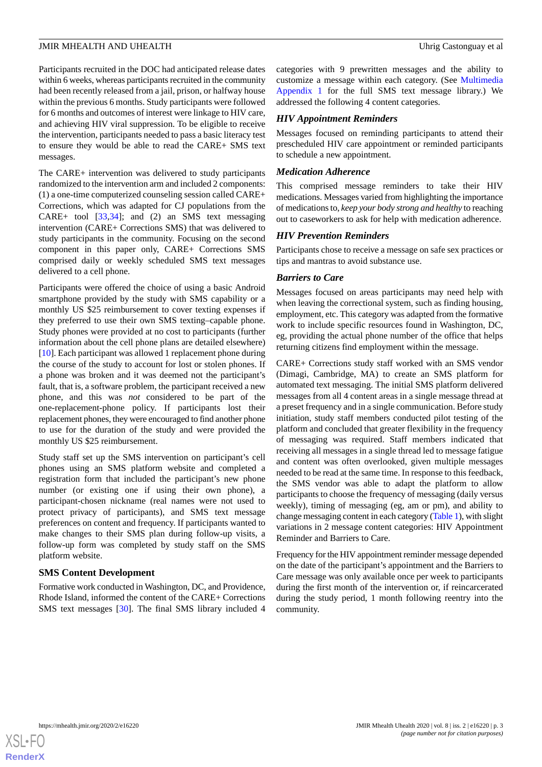Participants recruited in the DOC had anticipated release dates within 6 weeks, whereas participants recruited in the community had been recently released from a jail, prison, or halfway house within the previous 6 months. Study participants were followed for 6 months and outcomes of interest were linkage to HIV care, and achieving HIV viral suppression. To be eligible to receive the intervention, participants needed to pass a basic literacy test to ensure they would be able to read the CARE+ SMS text messages.

The CARE+ intervention was delivered to study participants randomized to the intervention arm and included 2 components: (1) a one-time computerized counseling session called CARE+ Corrections, which was adapted for CJ populations from the CARE+ tool [33,34]; and (2) an SMS text messaging intervention (CARE+ Corrections SMS) that was delivered to study participants in the community. Focusing on the second component in this paper only, CARE+ Corrections SMS comprised daily or weekly scheduled SMS text messages delivered to a cell phone.

Participants were offered the choice of using a basic Android smartphone provided by the study with SMS capability or a monthly US $25 reimbursement to cover texting expenses if they preferred to use their own SMS texting–capable phone. Study phones were provided at no cost to participants (further information about the cell phone plans are detailed elsewhere) [10]. Each participant was allowed 1 replacement phone during the course of the study to account for lost or stolen phones. If a phone was broken and it was deemed not the participant's fault, that is, a software problem, the participant received a new phone, and this was *not* considered to be part of the one-replacement-phone policy. If participants lost their replacement phones, they were encouraged to find another phone to use for the duration of the study and were provided the monthly US $25 reimbursement.

Study staff set up the SMS intervention on participant's cell phones using an SMS platform website and completed a registration form that included the participant's new phone number (or existing one if using their own phone), a participant-chosen nickname (real names were not used to protect privacy of participants), and SMS text message preferences on content and frequency. If participants wanted to make changes to their SMS plan during follow-up visits, a follow-up form was completed by study staff on the SMS platform website.

## SMS Content Development

Formative work conducted in Washington, DC, and Providence, Rhode Island, informed the content of the CARE+ Corrections SMS text messages [30]. The final SMS library included 4 categories with 9 prewritten messages and the ability to customize a message within each category. (See Multimedia Appendix 1 for the full SMS text message library.) We addressed the following 4 content categories.

### HIV Appointment Reminders

Messages focused on reminding participants to attend their prescheduled HIV care appointment or reminded participants to schedule a new appointment.

### Medication Adherence

This comprised message reminders to take their HIV medications. Messages varied from highlighting the importance of medications to, *keep your body strong and healthy* to reaching out to caseworkers to ask for help with medication adherence.

### HIV Prevention Reminders

Participants chose to receive a message on safe sex practices or tips and mantras to avoid substance use.

### Barriers to Care

Messages focused on areas participants may need help with when leaving the correctional system, such as finding housing, employment, etc. This category was adapted from the formative work to include specific resources found in Washington, DC, eg, providing the actual phone number of the office that helps returning citizens find employment within the message.

CARE+ Corrections study staff worked with an SMS vendor (Dimagi, Cambridge, MA) to create an SMS platform for automated text messaging. The initial SMS platform delivered messages from all 4 content areas in a single message thread at a preset frequency and in a single communication. Before study initiation, study staff members conducted pilot testing of the platform and concluded that greater flexibility in the frequency of messaging was required. Staff members indicated that receiving all messages in a single thread led to message fatigue and content was often overlooked, given multiple messages needed to be read at the same time. In response to this feedback, the SMS vendor was able to adapt the platform to allow participants to choose the frequency of messaging (daily versus weekly), timing of messaging (eg, am or pm), and ability to change messaging content in each category (Table 1), with slight variations in 2 message content categories: HIV Appointment Reminder and Barriers to Care.

Frequency for the HIV appointment reminder message depended on the date of the participant's appointment and the Barriers to Care message was only available once per week to participants during the first month of the intervention or, if reincarcerated during the study period, 1 month following reentry into the community.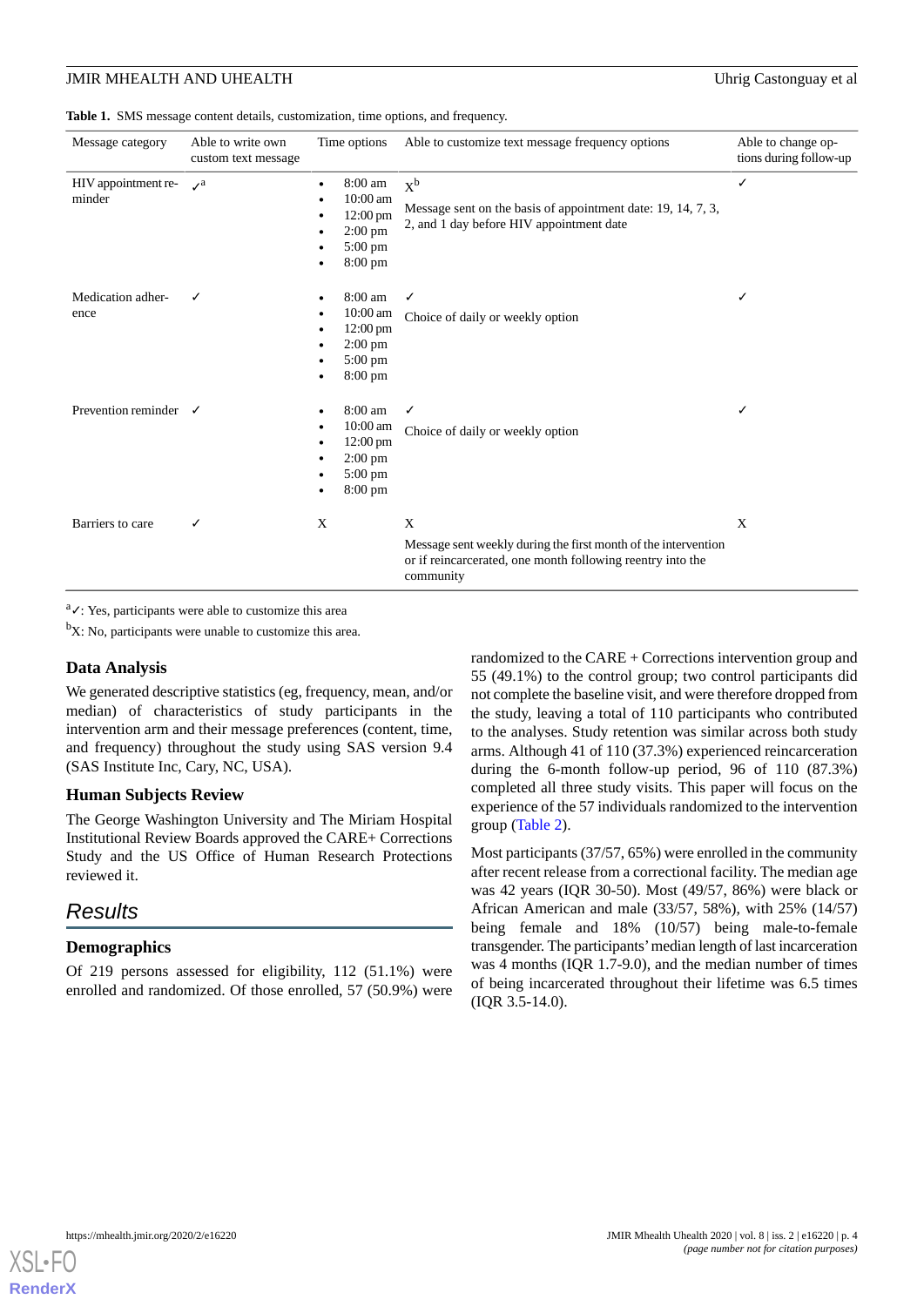**Table 1.** SMS message content details, customization, time options, and frequency.

| Message category | Able to write own custom text message | Time options | Able to customize text message frequency options | Able to change options during follow-up |
|---|---|---|---|---|
| HIV appointment reminder | ✓[a] | • 8:00 am<br>• 10:00 am<br>• 12:00 pm<br>• 2:00 pm<br>• 5:00 pm<br>• 8:00 pm | X[b]<br>Message sent on the basis of appointment date: 19, 14, 7, 3, 2, and 1 day before HIV appointment date | ✓ |
| Medication adherence | ✓ | • 8:00 am<br>• 10:00 am<br>• 12:00 pm<br>• 2:00 pm<br>• 5:00 pm<br>• 8:00 pm | ✓<br>Choice of daily or weekly option | ✓ |
| Prevention reminder | ✓ | • 8:00 am<br>• 10:00 am<br>• 12:00 pm<br>• 2:00 pm<br>• 5:00 pm<br>• 8:00 pm | ✓<br>Choice of daily or weekly option | ✓ |
| Barriers to care | ✓ | X | X<br>Message sent weekly during the first month of the intervention or if reincarcerated, one month following reentry into the community | X |

[a]✓: Yes, participants were able to customize this area

[b]X: No, participants were unable to customize this area.

### Data Analysis

We generated descriptive statistics (eg, frequency, mean, and/or median) of characteristics of study participants in the intervention arm and their message preferences (content, time, and frequency) throughout the study using SAS version 9.4 (SAS Institute Inc, Cary, NC, USA).

### Human Subjects Review

The George Washington University and The Miriam Hospital Institutional Review Boards approved the CARE+ Corrections Study and the US Office of Human Research Protections reviewed it.

## Results

### Demographics

Of 219 persons assessed for eligibility, 112 (51.1%) were enrolled and randomized. Of those enrolled, 57 (50.9%) were randomized to the CARE + Corrections intervention group and 55 (49.1%) to the control group; two control participants did not complete the baseline visit, and were therefore dropped from the study, leaving a total of 110 participants who contributed to the analyses. Study retention was similar across both study arms. Although 41 of 110 (37.3%) experienced reincarceration during the 6-month follow-up period, 96 of 110 (87.3%) completed all three study visits. This paper will focus on the experience of the 57 individuals randomized to the intervention group (Table 2).

Most participants (37/57, 65%) were enrolled in the community after recent release from a correctional facility. The median age was 42 years (IQR 30-50). Most (49/57, 86%) were black or African American and male (33/57, 58%), with 25% (14/57) being female and 18% (10/57) being male-to-female transgender. The participants' median length of last incarceration was 4 months (IQR 1.7-9.0), and the median number of times of being incarcerated throughout their lifetime was 6.5 times (IQR 3.5-14.0).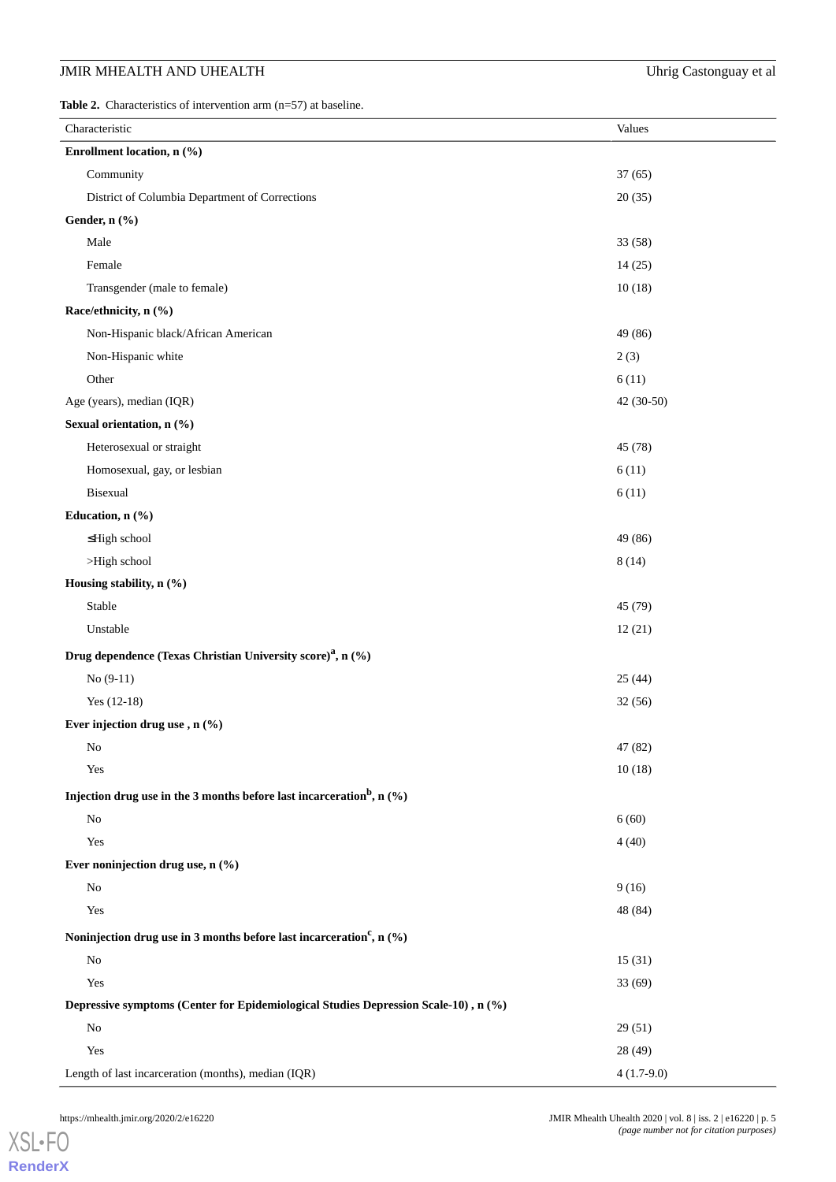**Table 2.** Characteristics of intervention arm (n=57) at baseline.

| Characteristic | Values |
| --- | --- |
| **Enrollment location, n (%)** | |
| Community | 37 (65) |
| District of Columbia Department of Corrections | 20 (35) |
| **Gender, n (%)** | |
| Male | 33 (58) |
| Female | 14 (25) |
| Transgender (male to female) | 10 (18) |
| **Race/ethnicity, n (%)** | |
| Non-Hispanic black/African American | 49 (86) |
| Non-Hispanic white | 2 (3) |
| Other | 6 (11) |
| Age (years), median (IQR) | 42 (30-50) |
| **Sexual orientation, n (%)** | |
| Heterosexual or straight | 45 (78) |
| Homosexual, gay, or lesbian | 6 (11) |
| Bisexual | 6 (11) |
| **Education, n (%)** | |
| ≤High school | 49 (86) |
| >High school | 8 (14) |
| **Housing stability, n (%)** | |
| Stable | 45 (79) |
| Unstable | 12 (21) |
| **Drug dependence (Texas Christian University score)[a], n (%)** | |
| No (9-11) | 25 (44) |
| Yes (12-18) | 32 (56) |
| **Ever injection drug use , n (%)** | |
| No | 47 (82) |
| Yes | 10 (18) |
| **Injection drug use in the 3 months before last incarceration[b], n (%)** | |
| No | 6 (60) |
| Yes | 4 (40) |
| **Ever noninjection drug use, n (%)** | |
| No | 9 (16) |
| Yes | 48 (84) |
| **Noninjection drug use in 3 months before last incarceration[c], n (%)** | |
| No | 15 (31) |
| Yes | 33 (69) |
| **Depressive symptoms (Center for Epidemiological Studies Depression Scale-10) , n (%)** | |
| No | 29 (51) |
| Yes | 28 (49) |
| Length of last incarceration (months), median (IQR) | 4 (1.7-9.0) |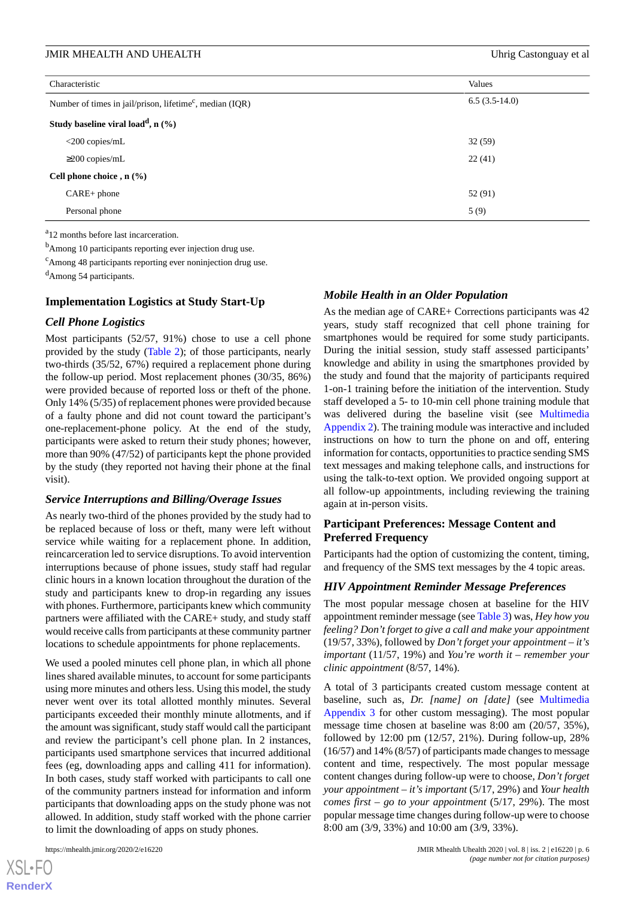| Characteristic | Values |
|---|---|
| Number of times in jail/prison, lifetime[c], median (IQR) | 6.5 (3.5-14.0) |
| **Study baseline viral load[d], n (%)** | |
| <200 copies/mL | 32 (59) |
| ≥200 copies/mL | 22 (41) |
| **Cell phone choice , n (%)** | |
| CARE+ phone | 52 (91) |
| Personal phone | 5 (9) |

[a]12 months before last incarceration.

[b]Among 10 participants reporting ever injection drug use.

[c]Among 48 participants reporting ever noninjection drug use.

[d]Among 54 participants.

## Implementation Logistics at Study Start-Up

### Cell Phone Logistics

Most participants (52/57, 91%) chose to use a cell phone provided by the study (Table 2); of those participants, nearly two-thirds (35/52, 67%) required a replacement phone during the follow-up period. Most replacement phones (30/35, 86%) were provided because of reported loss or theft of the phone. Only 14% (5/35) of replacement phones were provided because of a faulty phone and did not count toward the participant's one-replacement-phone policy. At the end of the study, participants were asked to return their study phones; however, more than 90% (47/52) of participants kept the phone provided by the study (they reported not having their phone at the final visit).

### Service Interruptions and Billing/Overage Issues

As nearly two-third of the phones provided by the study had to be replaced because of loss or theft, many were left without service while waiting for a replacement phone. In addition, reincarceration led to service disruptions. To avoid intervention interruptions because of phone issues, study staff had regular clinic hours in a known location throughout the duration of the study and participants knew to drop-in regarding any issues with phones. Furthermore, participants knew which community partners were affiliated with the CARE+ study, and study staff would receive calls from participants at these community partner locations to schedule appointments for phone replacements.

We used a pooled minutes cell phone plan, in which all phone lines shared available minutes, to account for some participants using more minutes and others less. Using this model, the study never went over its total allotted monthly minutes. Several participants exceeded their monthly minute allotments, and if the amount was significant, study staff would call the participant and review the participant's cell phone plan. In 2 instances, participants used smartphone services that incurred additional fees (eg, downloading apps and calling 411 for information). In both cases, study staff worked with participants to call one of the community partners instead for information and inform participants that downloading apps on the study phone was not allowed. In addition, study staff worked with the phone carrier to limit the downloading of apps on study phones.

### Mobile Health in an Older Population

As the median age of CARE+ Corrections participants was 42 years, study staff recognized that cell phone training for smartphones would be required for some study participants. During the initial session, study staff assessed participants' knowledge and ability in using the smartphones provided by the study and found that the majority of participants required 1-on-1 training before the initiation of the intervention. Study staff developed a 5- to 10-min cell phone training module that was delivered during the baseline visit (see Multimedia Appendix 2). The training module was interactive and included instructions on how to turn the phone on and off, entering information for contacts, opportunities to practice sending SMS text messages and making telephone calls, and instructions for using the talk-to-text option. We provided ongoing support at all follow-up appointments, including reviewing the training again at in-person visits.

## Participant Preferences: Message Content and Preferred Frequency

Participants had the option of customizing the content, timing, and frequency of the SMS text messages by the 4 topic areas.

### HIV Appointment Reminder Message Preferences

The most popular message chosen at baseline for the HIV appointment reminder message (see Table 3) was, *Hey how you feeling? Don't forget to give a call and make your appointment* (19/57, 33%), followed by *Don't forget your appointment – it's important* (11/57, 19%) and *You're worth it – remember your clinic appointment* (8/57, 14%).

A total of 3 participants created custom message content at baseline, such as, *Dr. [name] on [date]* (see Multimedia Appendix 3 for other custom messaging). The most popular message time chosen at baseline was 8:00 am (20/57, 35%), followed by 12:00 pm (12/57, 21%). During follow-up, 28% (16/57) and 14% (8/57) of participants made changes to message content and time, respectively. The most popular message content changes during follow-up was to choose, *Don't forget your appointment – it's important* (5/17, 29%) and *Your health comes first – go to your appointment* (5/17, 29%). The most popular message time changes during follow-up were to choose 8:00 am (3/9, 33%) and 10:00 am (3/9, 33%).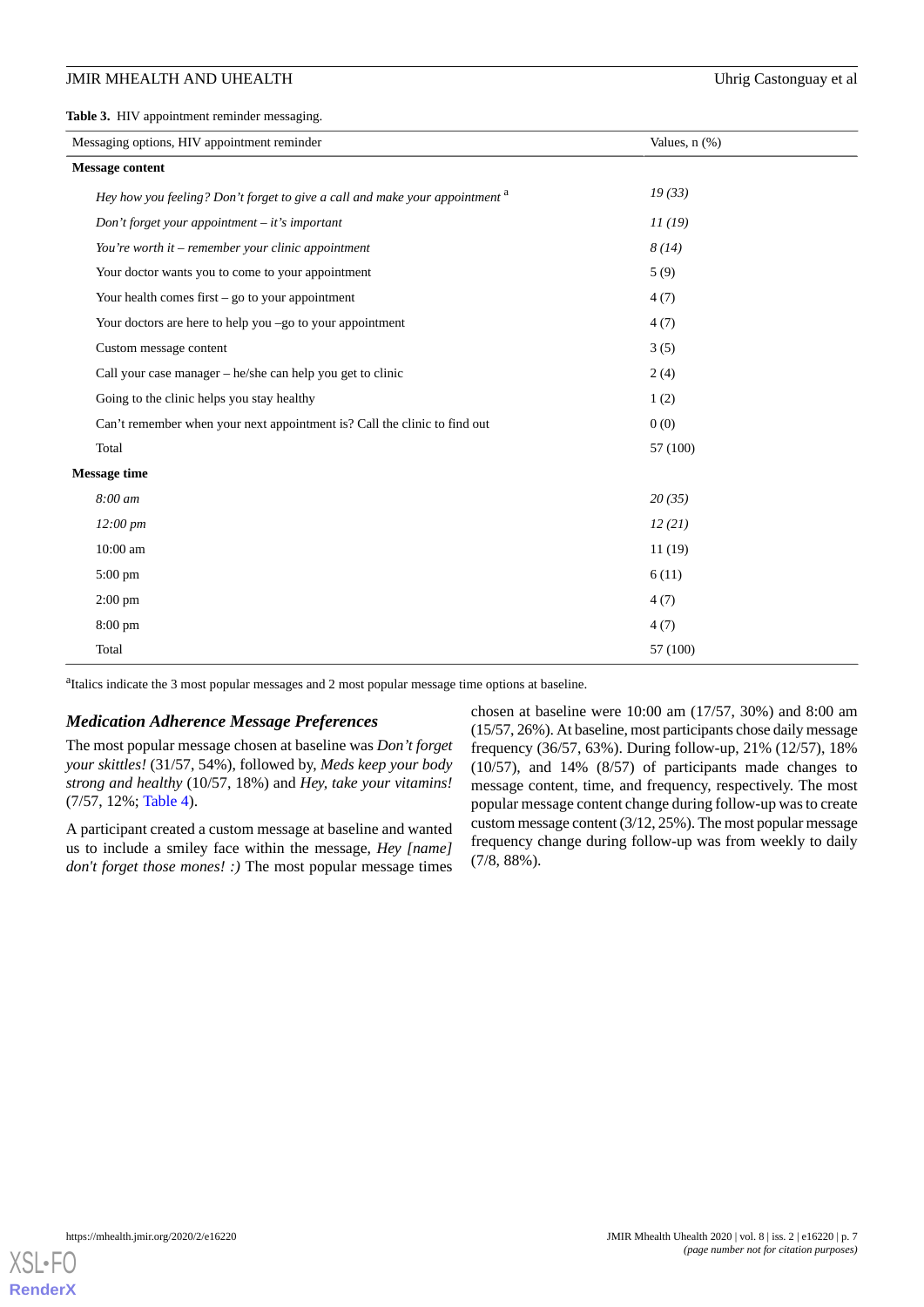**Table 3.** HIV appointment reminder messaging.

| Messaging options, HIV appointment reminder | Values, n (%) |
|---|---|
| **Message content** | |
| *Hey how you feeling? Don't forget to give a call and make your appointment* [a] | *19 (33)* |
| *Don't forget your appointment – it's important* | *11 (19)* |
| *You're worth it – remember your clinic appointment* | *8 (14)* |
| Your doctor wants you to come to your appointment | 5 (9) |
| Your health comes first – go to your appointment | 4 (7) |
| Your doctors are here to help you –go to your appointment | 4 (7) |
| Custom message content | 3 (5) |
| Call your case manager – he/she can help you get to clinic | 2 (4) |
| Going to the clinic helps you stay healthy | 1 (2) |
| Can't remember when your next appointment is? Call the clinic to find out | 0 (0) |
| Total | 57 (100) |
| **Message time** | |
| *8:00 am* | *20 (35)* |
| *12:00 pm* | *12 (21)* |
| 10:00 am | 11 (19) |
| 5:00 pm | 6 (11) |
| 2:00 pm | 4 (7) |
| 8:00 pm | 4 (7) |
| Total | 57 (100) |

[a] Italics indicate the 3 most popular messages and 2 most popular message time options at baseline.

### Medication Adherence Message Preferences

The most popular message chosen at baseline was *Don't forget your skittles!* (31/57, 54%), followed by, *Meds keep your body strong and healthy* (10/57, 18%) and *Hey, take your vitamins!* (7/57, 12%; Table 4).

A participant created a custom message at baseline and wanted us to include a smiley face within the message, *Hey [name] don't forget those mones! :)* The most popular message times chosen at baseline were 10:00 am (17/57, 30%) and 8:00 am (15/57, 26%). At baseline, most participants chose daily message frequency (36/57, 63%). During follow-up, 21% (12/57), 18% (10/57), and 14% (8/57) of participants made changes to message content, time, and frequency, respectively. The most popular message content change during follow-up was to create custom message content (3/12, 25%). The most popular message frequency change during follow-up was from weekly to daily (7/8, 88%).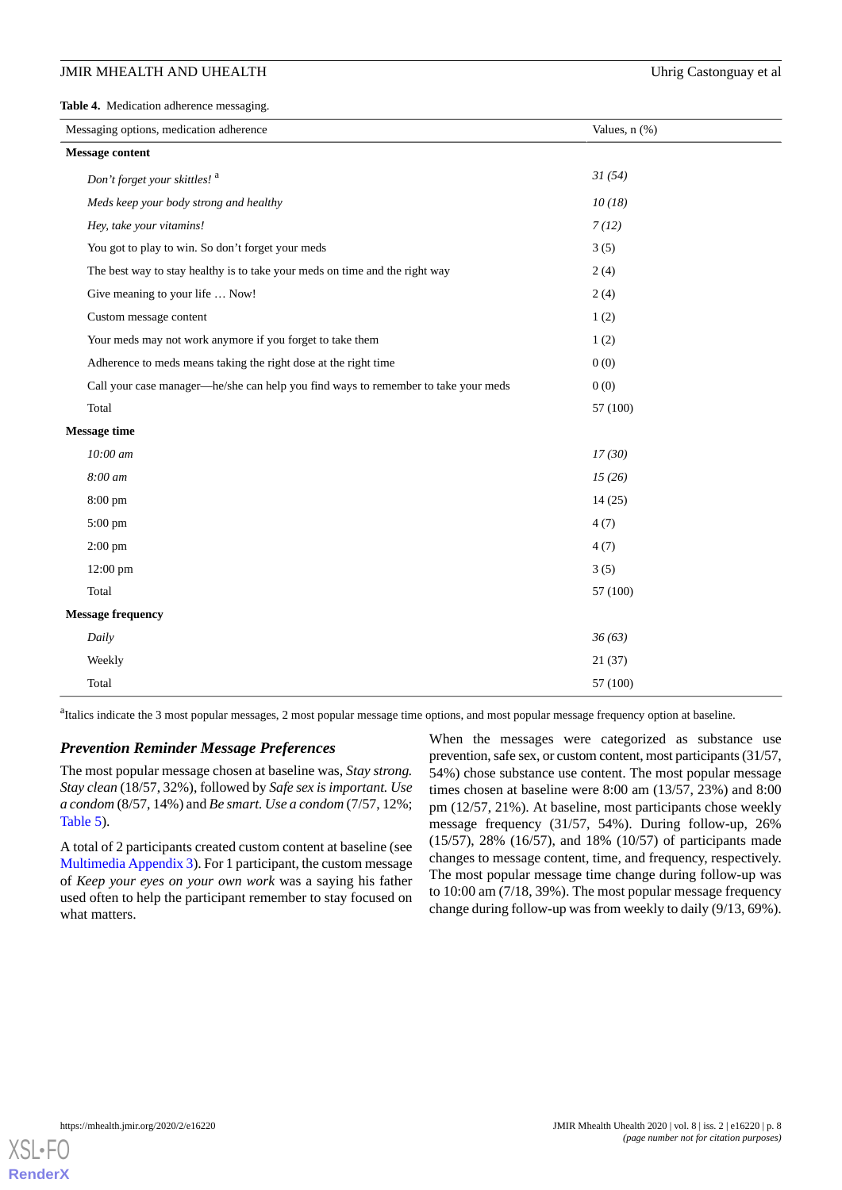**Table 4.** Medication adherence messaging.

| Messaging options, medication adherence | Values, n (%) |
|---|---|
| **Message content** | |
| *Don't forget your skittles!* [a] | *31 (54)* |
| *Meds keep your body strong and healthy* | *10 (18)* |
| *Hey, take your vitamins!* | *7 (12)* |
| You got to play to win. So don't forget your meds | 3 (5) |
| The best way to stay healthy is to take your meds on time and the right way | 2 (4) |
| Give meaning to your life … Now! | 2 (4) |
| Custom message content | 1 (2) |
| Your meds may not work anymore if you forget to take them | 1 (2) |
| Adherence to meds means taking the right dose at the right time | 0 (0) |
| Call your case manager—he/she can help you find ways to remember to take your meds | 0 (0) |
| Total | 57 (100) |
| **Message time** | |
| *10:00 am* | *17 (30)* |
| *8:00 am* | *15 (26)* |
| 8:00 pm | 14 (25) |
| 5:00 pm | 4 (7) |
| 2:00 pm | 4 (7) |
| 12:00 pm | 3 (5) |
| Total | 57 (100) |
| **Message frequency** | |
| *Daily* | *36 (63)* |
| Weekly | 21 (37) |
| Total | 57 (100) |

[a]Italics indicate the 3 most popular messages, 2 most popular message time options, and most popular message frequency option at baseline.

### *Prevention Reminder Message Preferences*

The most popular message chosen at baseline was, *Stay strong. Stay clean* (18/57, 32%), followed by *Safe sex is important. Use a condom* (8/57, 14%) and *Be smart. Use a condom* (7/57, 12%; Table 5).

A total of 2 participants created custom content at baseline (see Multimedia Appendix 3). For 1 participant, the custom message of *Keep your eyes on your own work* was a saying his father used often to help the participant remember to stay focused on what matters.

When the messages were categorized as substance use prevention, safe sex, or custom content, most participants (31/57, 54%) chose substance use content. The most popular message times chosen at baseline were 8:00 am (13/57, 23%) and 8:00 pm (12/57, 21%). At baseline, most participants chose weekly message frequency (31/57, 54%). During follow-up, 26% (15/57), 28% (16/57), and 18% (10/57) of participants made changes to message content, time, and frequency, respectively. The most popular message time change during follow-up was to 10:00 am (7/18, 39%). The most popular message frequency change during follow-up was from weekly to daily (9/13, 69%).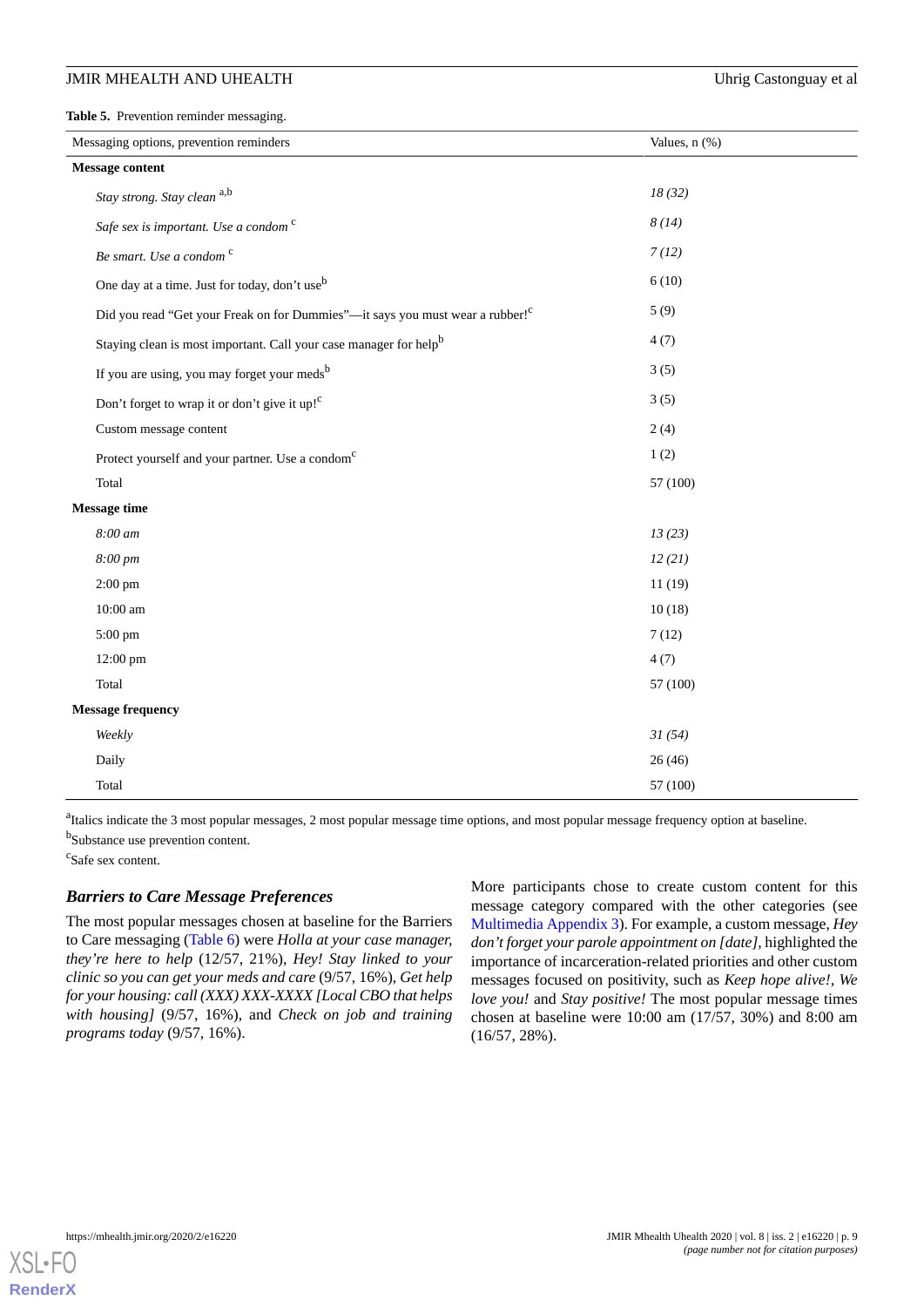**Table 5.** Prevention reminder messaging.

| Messaging options, prevention reminders | Values, n (%) |
|---|---|
| **Message content** | |
| *Stay strong. Stay clean* [a,b] | *18 (32)* |
| *Safe sex is important. Use a condom* [c] | *8 (14)* |
| *Be smart. Use a condom* [c] | *7 (12)* |
| One day at a time. Just for today, don't use[b] | 6 (10) |
| Did you read "Get your Freak on for Dummies"—it says you must wear a rubber![c] | 5 (9) |
| Staying clean is most important. Call your case manager for help[b] | 4 (7) |
| If you are using, you may forget your meds[b] | 3 (5) |
| Don't forget to wrap it or don't give it up![c] | 3 (5) |
| Custom message content | 2 (4) |
| Protect yourself and your partner. Use a condom[c] | 1 (2) |
| Total | 57 (100) |
| **Message time** | |
| *8:00 am* | *13 (23)* |
| *8:00 pm* | *12 (21)* |
| 2:00 pm | 11 (19) |
| 10:00 am | 10 (18) |
| 5:00 pm | 7 (12) |
| 12:00 pm | 4 (7) |
| Total | 57 (100) |
| **Message frequency** | |
| *Weekly* | *31 (54)* |
| Daily | 26 (46) |
| Total | 57 (100) |

[a]Italics indicate the 3 most popular messages, 2 most popular message time options, and most popular message frequency option at baseline.

[b]Substance use prevention content.

[c]Safe sex content.

### Barriers to Care Message Preferences

The most popular messages chosen at baseline for the Barriers to Care messaging (Table 6) were *Holla at your case manager, they're here to help* (12/57, 21%), *Hey! Stay linked to your clinic so you can get your meds and care* (9/57, 16%), *Get help for your housing: call (XXX) XXX-XXXX [Local CBO that helps with housing]* (9/57, 16%), and *Check on job and training programs today* (9/57, 16%).

More participants chose to create custom content for this message category compared with the other categories (see Multimedia Appendix 3). For example, a custom message, *Hey don't forget your parole appointment on [date],* highlighted the importance of incarceration-related priorities and other custom messages focused on positivity, such as *Keep hope alive!, We love you!* and *Stay positive!* The most popular message times chosen at baseline were 10:00 am (17/57, 30%) and 8:00 am (16/57, 28%).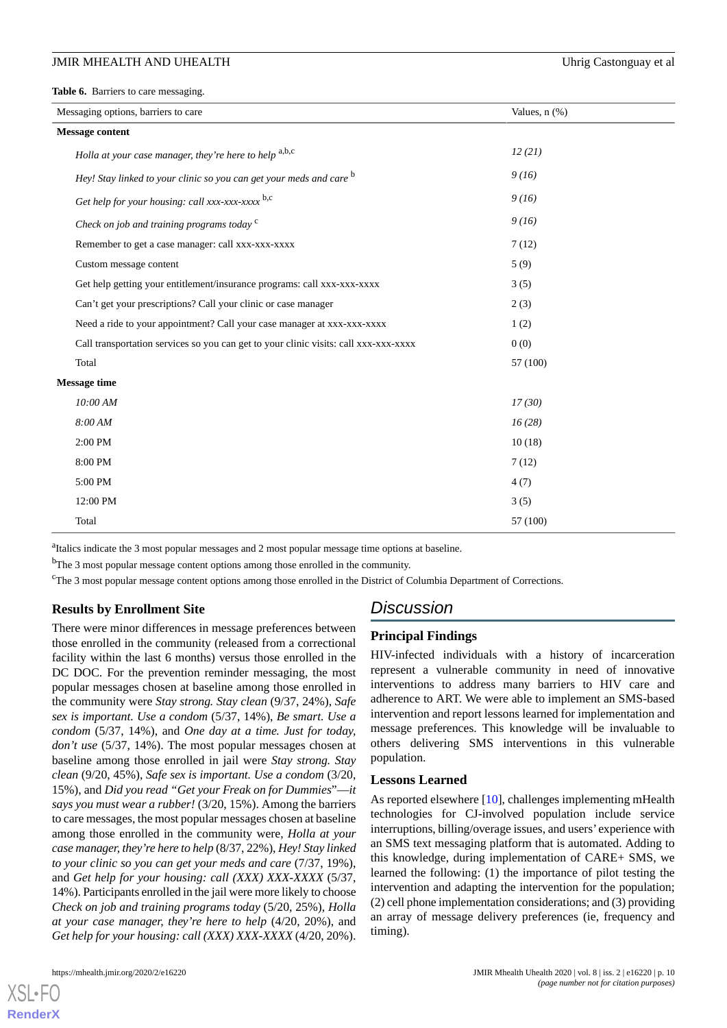**Table 6.** Barriers to care messaging.

| Messaging options, barriers to care | Values, n (%) |
|---|---|
| **Message content** | |
| *Holla at your case manager, they're here to help* [a,b,c] | *12 (21)* |
| *Hey! Stay linked to your clinic so you can get your meds and care* [b] | *9 (16)* |
| *Get help for your housing: call xxx-xxx-xxxx* [b,c] | *9 (16)* |
| *Check on job and training programs today* [c] | *9 (16)* |
| Remember to get a case manager: call xxx-xxx-xxxx | 7 (12) |
| Custom message content | 5 (9) |
| Get help getting your entitlement/insurance programs: call xxx-xxx-xxxx | 3 (5) |
| Can't get your prescriptions? Call your clinic or case manager | 2 (3) |
| Need a ride to your appointment? Call your case manager at xxx-xxx-xxxx | 1 (2) |
| Call transportation services so you can get to your clinic visits: call xxx-xxx-xxxx | 0 (0) |
| Total | 57 (100) |
| **Message time** | |
| *10:00 AM* | *17 (30)* |
| *8:00 AM* | *16 (28)* |
| 2:00 PM | 10 (18) |
| 8:00 PM | 7 (12) |
| 5:00 PM | 4 (7) |
| 12:00 PM | 3 (5) |
| Total | 57 (100) |

[a]Italics indicate the 3 most popular messages and 2 most popular message time options at baseline.

[b]The 3 most popular message content options among those enrolled in the community.

[c]The 3 most popular message content options among those enrolled in the District of Columbia Department of Corrections.

### Results by Enrollment Site

There were minor differences in message preferences between those enrolled in the community (released from a correctional facility within the last 6 months) versus those enrolled in the DC DOC. For the prevention reminder messaging, the most popular messages chosen at baseline among those enrolled in the community were *Stay strong. Stay clean* (9/37, 24%), *Safe sex is important. Use a condom* (5/37, 14%), *Be smart. Use a condom* (5/37, 14%), and *One day at a time. Just for today, don't use* (5/37, 14%). The most popular messages chosen at baseline among those enrolled in jail were *Stay strong. Stay clean* (9/20, 45%), *Safe sex is important. Use a condom* (3/20, 15%), and *Did you read "Get your Freak on for Dummies"—it says you must wear a rubber!* (3/20, 15%). Among the barriers to care messages, the most popular messages chosen at baseline among those enrolled in the community were, *Holla at your case manager, they're here to help* (8/37, 22%), *Hey! Stay linked to your clinic so you can get your meds and care* (7/37, 19%), and *Get help for your housing: call (XXX) XXX-XXXX* (5/37, 14%). Participants enrolled in the jail were more likely to choose *Check on job and training programs today* (5/20, 25%), *Holla at your case manager, they're here to help* (4/20, 20%), and *Get help for your housing: call (XXX) XXX-XXXX* (4/20, 20%).

## Discussion

### Principal Findings

HIV-infected individuals with a history of incarceration represent a vulnerable community in need of innovative interventions to address many barriers to HIV care and adherence to ART. We were able to implement an SMS-based intervention and report lessons learned for implementation and message preferences. This knowledge will be invaluable to others delivering SMS interventions in this vulnerable population.

### Lessons Learned

As reported elsewhere [10], challenges implementing mHealth technologies for CJ-involved population include service interruptions, billing/overage issues, and users' experience with an SMS text messaging platform that is automated. Adding to this knowledge, during implementation of CARE+ SMS, we learned the following: (1) the importance of pilot testing the intervention and adapting the intervention for the population; (2) cell phone implementation considerations; and (3) providing an array of message delivery preferences (ie, frequency and timing).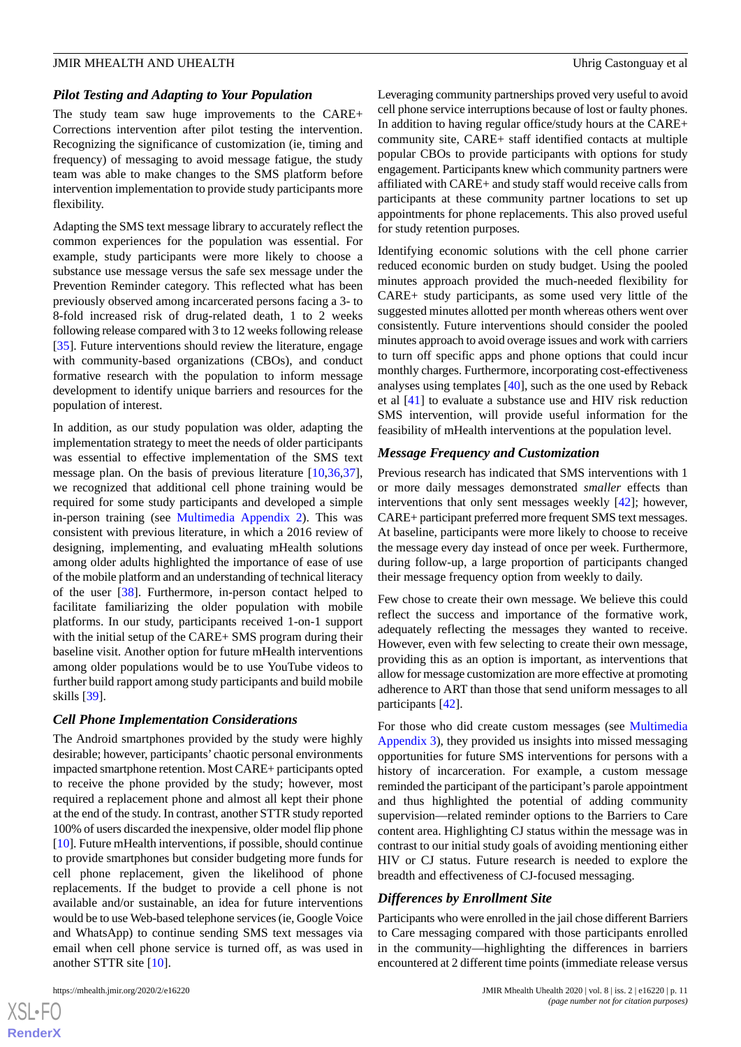### Pilot Testing and Adapting to Your Population

The study team saw huge improvements to the CARE+ Corrections intervention after pilot testing the intervention. Recognizing the significance of customization (ie, timing and frequency) of messaging to avoid message fatigue, the study team was able to make changes to the SMS platform before intervention implementation to provide study participants more flexibility.

Adapting the SMS text message library to accurately reflect the common experiences for the population was essential. For example, study participants were more likely to choose a substance use message versus the safe sex message under the Prevention Reminder category. This reflected what has been previously observed among incarcerated persons facing a 3- to 8-fold increased risk of drug-related death, 1 to 2 weeks following release compared with 3 to 12 weeks following release [35]. Future interventions should review the literature, engage with community-based organizations (CBOs), and conduct formative research with the population to inform message development to identify unique barriers and resources for the population of interest.

In addition, as our study population was older, adapting the implementation strategy to meet the needs of older participants was essential to effective implementation of the SMS text message plan. On the basis of previous literature [10,36,37], we recognized that additional cell phone training would be required for some study participants and developed a simple in-person training (see Multimedia Appendix 2). This was consistent with previous literature, in which a 2016 review of designing, implementing, and evaluating mHealth solutions among older adults highlighted the importance of ease of use of the mobile platform and an understanding of technical literacy of the user [38]. Furthermore, in-person contact helped to facilitate familiarizing the older population with mobile platforms. In our study, participants received 1-on-1 support with the initial setup of the CARE+ SMS program during their baseline visit. Another option for future mHealth interventions among older populations would be to use YouTube videos to further build rapport among study participants and build mobile skills [39].

### Cell Phone Implementation Considerations

The Android smartphones provided by the study were highly desirable; however, participants' chaotic personal environments impacted smartphone retention. Most CARE+ participants opted to receive the phone provided by the study; however, most required a replacement phone and almost all kept their phone at the end of the study. In contrast, another STTR study reported 100% of users discarded the inexpensive, older model flip phone [10]. Future mHealth interventions, if possible, should continue to provide smartphones but consider budgeting more funds for cell phone replacement, given the likelihood of phone replacements. If the budget to provide a cell phone is not available and/or sustainable, an idea for future interventions would be to use Web-based telephone services (ie, Google Voice and WhatsApp) to continue sending SMS text messages via email when cell phone service is turned off, as was used in another STTR site [10].

Leveraging community partnerships proved very useful to avoid cell phone service interruptions because of lost or faulty phones. In addition to having regular office/study hours at the CARE+ community site, CARE+ staff identified contacts at multiple popular CBOs to provide participants with options for study engagement. Participants knew which community partners were affiliated with CARE+ and study staff would receive calls from participants at these community partner locations to set up appointments for phone replacements. This also proved useful for study retention purposes.

Identifying economic solutions with the cell phone carrier reduced economic burden on study budget. Using the pooled minutes approach provided the much-needed flexibility for CARE+ study participants, as some used very little of the suggested minutes allotted per month whereas others went over consistently. Future interventions should consider the pooled minutes approach to avoid overage issues and work with carriers to turn off specific apps and phone options that could incur monthly charges. Furthermore, incorporating cost-effectiveness analyses using templates [40], such as the one used by Reback et al [41] to evaluate a substance use and HIV risk reduction SMS intervention, will provide useful information for the feasibility of mHealth interventions at the population level.

### Message Frequency and Customization

Previous research has indicated that SMS interventions with 1 or more daily messages demonstrated *smaller* effects than interventions that only sent messages weekly [42]; however, CARE+ participant preferred more frequent SMS text messages. At baseline, participants were more likely to choose to receive the message every day instead of once per week. Furthermore, during follow-up, a large proportion of participants changed their message frequency option from weekly to daily.

Few chose to create their own message. We believe this could reflect the success and importance of the formative work, adequately reflecting the messages they wanted to receive. However, even with few selecting to create their own message, providing this as an option is important, as interventions that allow for message customization are more effective at promoting adherence to ART than those that send uniform messages to all participants [42].

For those who did create custom messages (see Multimedia Appendix 3), they provided us insights into missed messaging opportunities for future SMS interventions for persons with a history of incarceration. For example, a custom message reminded the participant of the participant's parole appointment and thus highlighted the potential of adding community supervision—related reminder options to the Barriers to Care content area. Highlighting CJ status within the message was in contrast to our initial study goals of avoiding mentioning either HIV or CJ status. Future research is needed to explore the breadth and effectiveness of CJ-focused messaging.

### Differences by Enrollment Site

Participants who were enrolled in the jail chose different Barriers to Care messaging compared with those participants enrolled in the community—highlighting the differences in barriers encountered at 2 different time points (immediate release versus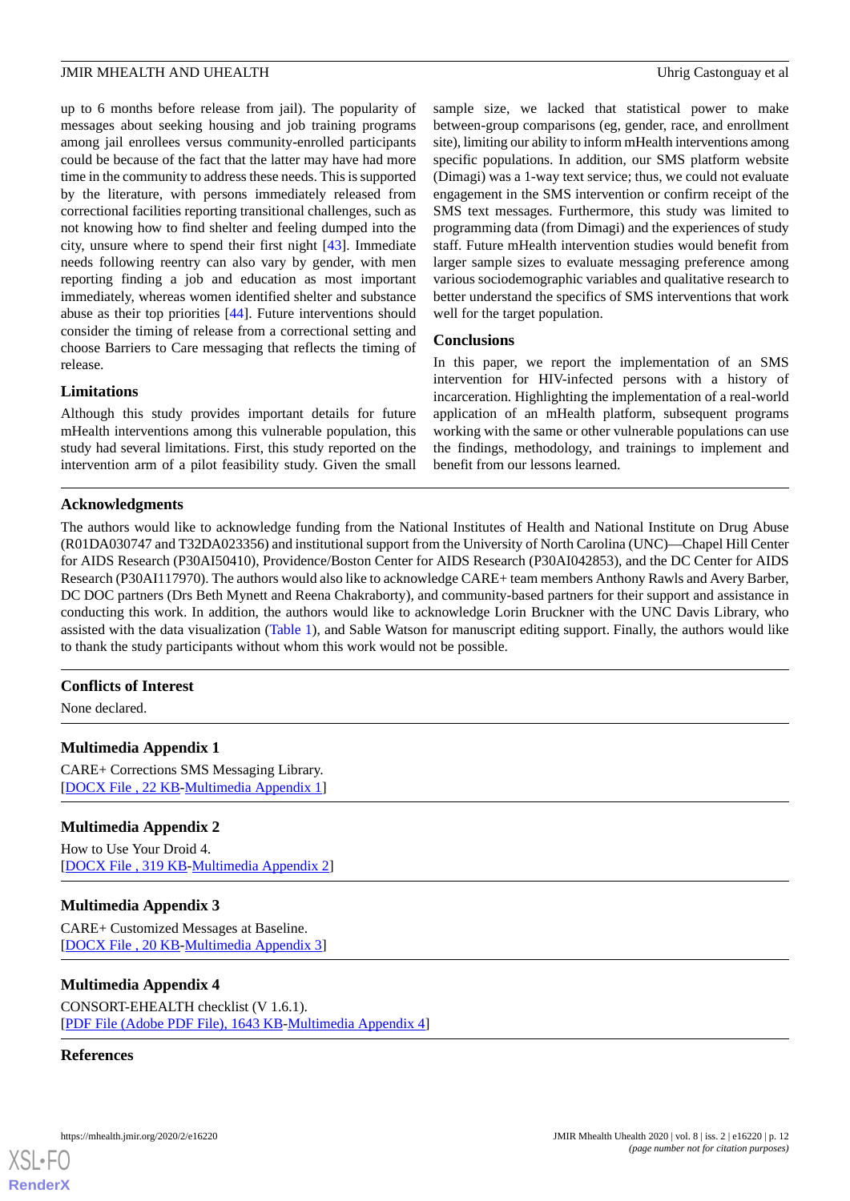up to 6 months before release from jail). The popularity of messages about seeking housing and job training programs among jail enrollees versus community-enrolled participants could be because of the fact that the latter may have had more time in the community to address these needs. This is supported by the literature, with persons immediately released from correctional facilities reporting transitional challenges, such as not knowing how to find shelter and feeling dumped into the city, unsure where to spend their first night [43]. Immediate needs following reentry can also vary by gender, with men reporting finding a job and education as most important immediately, whereas women identified shelter and substance abuse as their top priorities [44]. Future interventions should consider the timing of release from a correctional setting and choose Barriers to Care messaging that reflects the timing of release.

### Limitations

Although this study provides important details for future mHealth interventions among this vulnerable population, this study had several limitations. First, this study reported on the intervention arm of a pilot feasibility study. Given the small sample size, we lacked that statistical power to make between-group comparisons (eg, gender, race, and enrollment site), limiting our ability to inform mHealth interventions among specific populations. In addition, our SMS platform website (Dimagi) was a 1-way text service; thus, we could not evaluate engagement in the SMS intervention or confirm receipt of the SMS text messages. Furthermore, this study was limited to programming data (from Dimagi) and the experiences of study staff. Future mHealth intervention studies would benefit from larger sample sizes to evaluate messaging preference among various sociodemographic variables and qualitative research to better understand the specifics of SMS interventions that work well for the target population.

### Conclusions

In this paper, we report the implementation of an SMS intervention for HIV-infected persons with a history of incarceration. Highlighting the implementation of a real-world application of an mHealth platform, subsequent programs working with the same or other vulnerable populations can use the findings, methodology, and trainings to implement and benefit from our lessons learned.

## Acknowledgments

The authors would like to acknowledge funding from the National Institutes of Health and National Institute on Drug Abuse (R01DA030747 and T32DA023356) and institutional support from the University of North Carolina (UNC)—Chapel Hill Center for AIDS Research (P30AI50410), Providence/Boston Center for AIDS Research (P30AI042853), and the DC Center for AIDS Research (P30AI117970). The authors would also like to acknowledge CARE+ team members Anthony Rawls and Avery Barber, DC DOC partners (Drs Beth Mynett and Reena Chakraborty), and community-based partners for their support and assistance in conducting this work. In addition, the authors would like to acknowledge Lorin Bruckner with the UNC Davis Library, who assisted with the data visualization (Table 1), and Sable Watson for manuscript editing support. Finally, the authors would like to thank the study participants without whom this work would not be possible.

## Conflicts of Interest

None declared.

## Multimedia Appendix 1

CARE+ Corrections SMS Messaging Library.
[DOCX File , 22 KB-Multimedia Appendix 1]

## Multimedia Appendix 2

How to Use Your Droid 4.
[DOCX File , 319 KB-Multimedia Appendix 2]

## Multimedia Appendix 3

CARE+ Customized Messages at Baseline.
[DOCX File , 20 KB-Multimedia Appendix 3]

## Multimedia Appendix 4

CONSORT-EHEALTH checklist (V 1.6.1).
[PDF File (Adobe PDF File), 1643 KB-Multimedia Appendix 4]

## References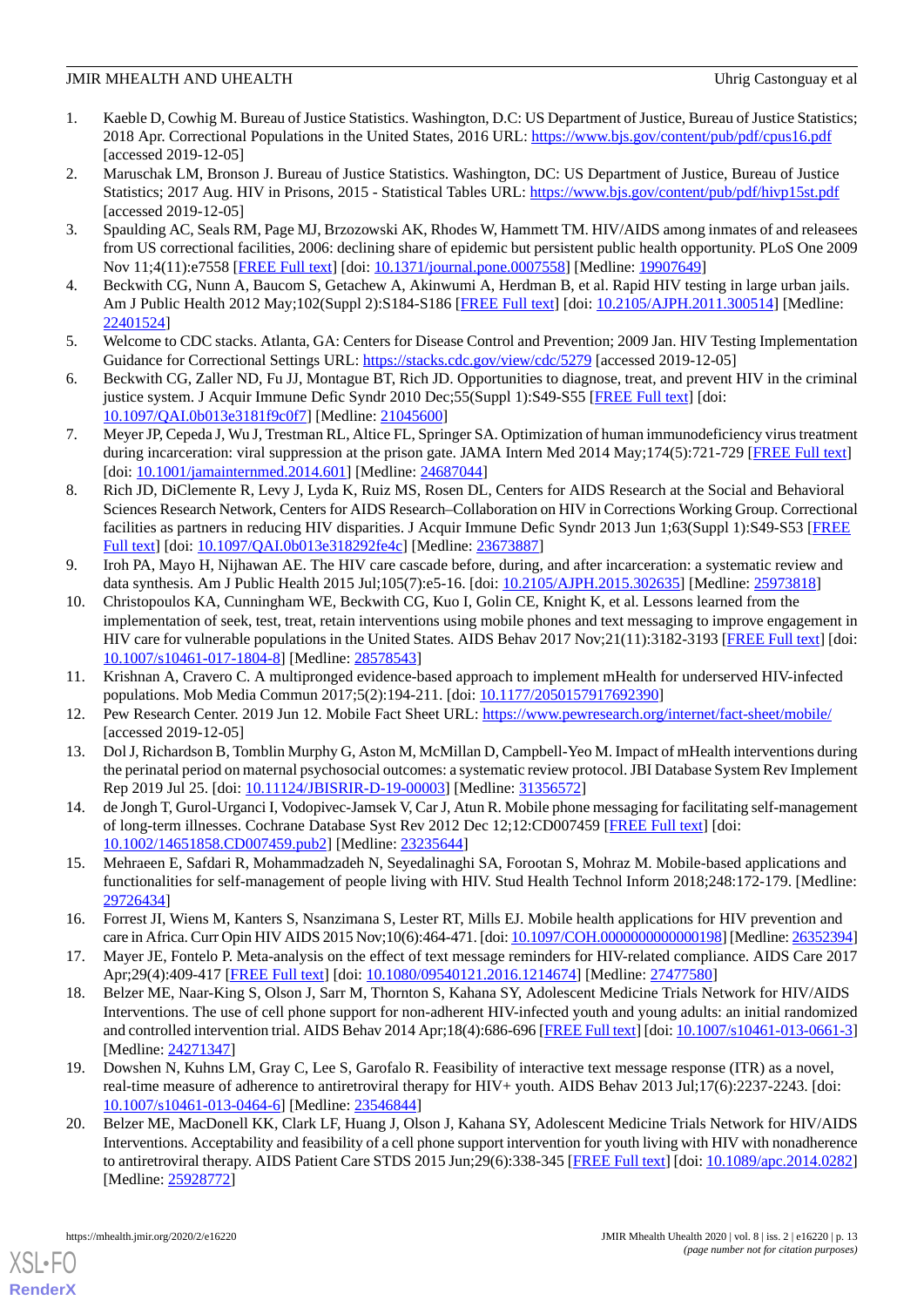1. Kaeble D, Cowhig M. Bureau of Justice Statistics. Washington, D.C: US Department of Justice, Bureau of Justice Statistics; 2018 Apr. Correctional Populations in the United States, 2016 URL: https://www.bjs.gov/content/pub/pdf/cpus16.pdf [accessed 2019-12-05]
2. Maruschak LM, Bronson J. Bureau of Justice Statistics. Washington, DC: US Department of Justice, Bureau of Justice Statistics; 2017 Aug. HIV in Prisons, 2015 - Statistical Tables URL: https://www.bjs.gov/content/pub/pdf/hivp15st.pdf [accessed 2019-12-05]
3. Spaulding AC, Seals RM, Page MJ, Brzozowski AK, Rhodes W, Hammett TM. HIV/AIDS among inmates of and releasees from US correctional facilities, 2006: declining share of epidemic but persistent public health opportunity. PLoS One 2009 Nov 11;4(11):e7558 [FREE Full text] [doi: 10.1371/journal.pone.0007558] [Medline: 19907649]
4. Beckwith CG, Nunn A, Baucom S, Getachew A, Akinwumi A, Herdman B, et al. Rapid HIV testing in large urban jails. Am J Public Health 2012 May;102(Suppl 2):S184-S186 [FREE Full text] [doi: 10.2105/AJPH.2011.300514] [Medline: 22401524]
5. Welcome to CDC stacks. Atlanta, GA: Centers for Disease Control and Prevention; 2009 Jan. HIV Testing Implementation Guidance for Correctional Settings URL: https://stacks.cdc.gov/view/cdc/5279 [accessed 2019-12-05]
6. Beckwith CG, Zaller ND, Fu JJ, Montague BT, Rich JD. Opportunities to diagnose, treat, and prevent HIV in the criminal justice system. J Acquir Immune Defic Syndr 2010 Dec;55(Suppl 1):S49-S55 [FREE Full text] [doi: 10.1097/QAI.0b013e3181f9c0f7] [Medline: 21045600]
7. Meyer JP, Cepeda J, Wu J, Trestman RL, Altice FL, Springer SA. Optimization of human immunodeficiency virus treatment during incarceration: viral suppression at the prison gate. JAMA Intern Med 2014 May;174(5):721-729 [FREE Full text] [doi: 10.1001/jamainternmed.2014.601] [Medline: 24687044]
8. Rich JD, DiClemente R, Levy J, Lyda K, Ruiz MS, Rosen DL, Centers for AIDS Research at the Social and Behavioral Sciences Research Network, Centers for AIDS Research–Collaboration on HIV in Corrections Working Group. Correctional facilities as partners in reducing HIV disparities. J Acquir Immune Defic Syndr 2013 Jun 1;63(Suppl 1):S49-S53 [FREE Full text] [doi: 10.1097/QAI.0b013e318292fe4c] [Medline: 23673887]
9. Iroh PA, Mayo H, Nijhawan AE. The HIV care cascade before, during, and after incarceration: a systematic review and data synthesis. Am J Public Health 2015 Jul;105(7):e5-16. [doi: 10.2105/AJPH.2015.302635] [Medline: 25973818]
10. Christopoulos KA, Cunningham WE, Beckwith CG, Kuo I, Golin CE, Knight K, et al. Lessons learned from the implementation of seek, test, treat, retain interventions using mobile phones and text messaging to improve engagement in HIV care for vulnerable populations in the United States. AIDS Behav 2017 Nov;21(11):3182-3193 [FREE Full text] [doi: 10.1007/s10461-017-1804-8] [Medline: 28578543]
11. Krishnan A, Cravero C. A multipronged evidence-based approach to implement mHealth for underserved HIV-infected populations. Mob Media Commun 2017;5(2):194-211. [doi: 10.1177/2050157917692390]
12. Pew Research Center. 2019 Jun 12. Mobile Fact Sheet URL: https://www.pewresearch.org/internet/fact-sheet/mobile/ [accessed 2019-12-05]
13. Dol J, Richardson B, Tomblin Murphy G, Aston M, McMillan D, Campbell-Yeo M. Impact of mHealth interventions during the perinatal period on maternal psychosocial outcomes: a systematic review protocol. JBI Database System Rev Implement Rep 2019 Jul 25. [doi: 10.11124/JBISRIR-D-19-00003] [Medline: 31356572]
14. de Jongh T, Gurol-Urganci I, Vodopivec-Jamsek V, Car J, Atun R. Mobile phone messaging for facilitating self-management of long-term illnesses. Cochrane Database Syst Rev 2012 Dec 12;12:CD007459 [FREE Full text] [doi: 10.1002/14651858.CD007459.pub2] [Medline: 23235644]
15. Mehraeen E, Safdari R, Mohammadzadeh N, Seyedalinaghi SA, Forootan S, Mohraz M. Mobile-based applications and functionalities for self-management of people living with HIV. Stud Health Technol Inform 2018;248:172-179. [Medline: 29726434]
16. Forrest JI, Wiens M, Kanters S, Nsanzimana S, Lester RT, Mills EJ. Mobile health applications for HIV prevention and care in Africa. Curr Opin HIV AIDS 2015 Nov;10(6):464-471. [doi: 10.1097/COH.0000000000000198] [Medline: 26352394]
17. Mayer JE, Fontelo P. Meta-analysis on the effect of text message reminders for HIV-related compliance. AIDS Care 2017 Apr;29(4):409-417 [FREE Full text] [doi: 10.1080/09540121.2016.1214674] [Medline: 27477580]
18. Belzer ME, Naar-King S, Olson J, Sarr M, Thornton S, Kahana SY, Adolescent Medicine Trials Network for HIV/AIDS Interventions. The use of cell phone support for non-adherent HIV-infected youth and young adults: an initial randomized and controlled intervention trial. AIDS Behav 2014 Apr;18(4):686-696 [FREE Full text] [doi: 10.1007/s10461-013-0661-3] [Medline: 24271347]
19. Dowshen N, Kuhns LM, Gray C, Lee S, Garofalo R. Feasibility of interactive text message response (ITR) as a novel, real-time measure of adherence to antiretroviral therapy for HIV+ youth. AIDS Behav 2013 Jul;17(6):2237-2243. [doi: 10.1007/s10461-013-0464-6] [Medline: 23546844]
20. Belzer ME, MacDonell KK, Clark LF, Huang J, Olson J, Kahana SY, Adolescent Medicine Trials Network for HIV/AIDS Interventions. Acceptability and feasibility of a cell phone support intervention for youth living with HIV with nonadherence to antiretroviral therapy. AIDS Patient Care STDS 2015 Jun;29(6):338-345 [FREE Full text] [doi: 10.1089/apc.2014.0282] [Medline: 25928772]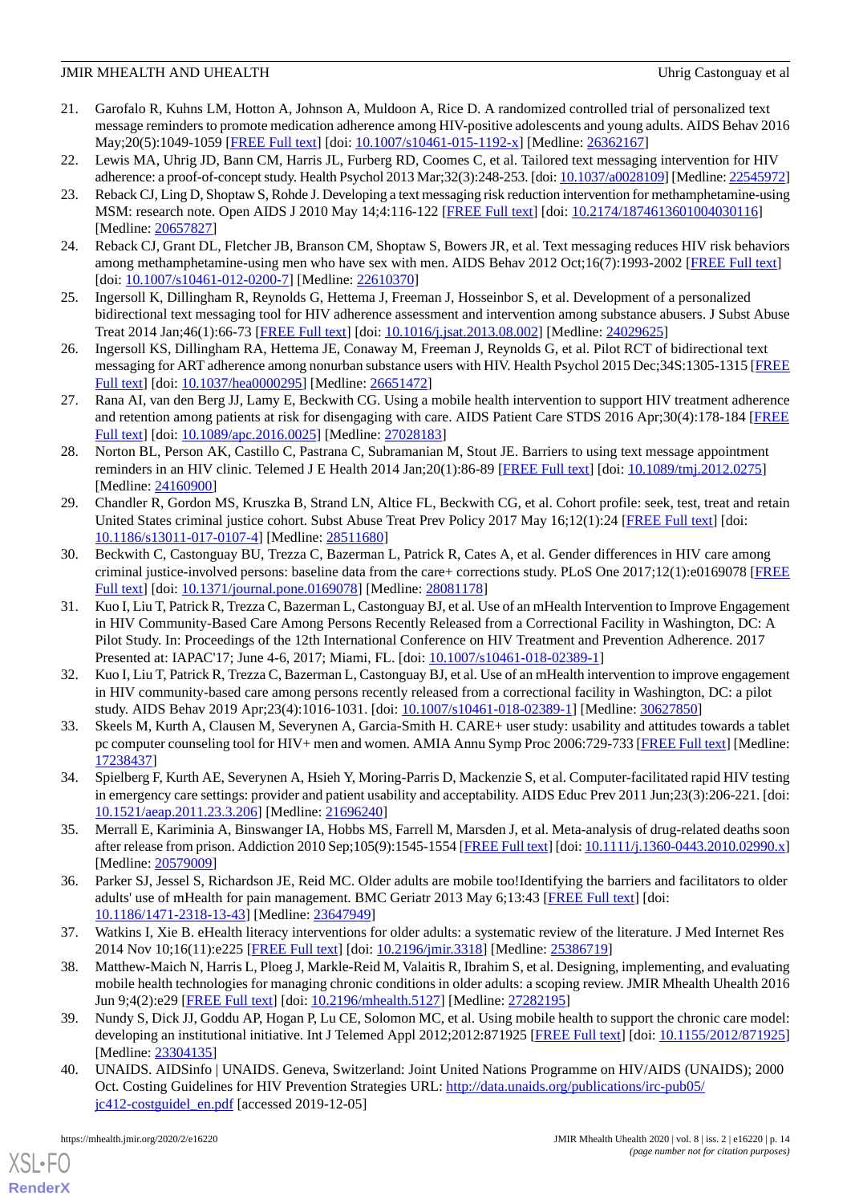21. Garofalo R, Kuhns LM, Hotton A, Johnson A, Muldoon A, Rice D. A randomized controlled trial of personalized text message reminders to promote medication adherence among HIV-positive adolescents and young adults. AIDS Behav 2016 May;20(5):1049-1059 [FREE Full text] [doi: 10.1007/s10461-015-1192-x] [Medline: 26362167]
22. Lewis MA, Uhrig JD, Bann CM, Harris JL, Furberg RD, Coomes C, et al. Tailored text messaging intervention for HIV adherence: a proof-of-concept study. Health Psychol 2013 Mar;32(3):248-253. [doi: 10.1037/a0028109] [Medline: 22545972]
23. Reback CJ, Ling D, Shoptaw S, Rohde J. Developing a text messaging risk reduction intervention for methamphetamine-using MSM: research note. Open AIDS J 2010 May 14;4:116-122 [FREE Full text] [doi: 10.2174/1874613601004030116] [Medline: 20657827]
24. Reback CJ, Grant DL, Fletcher JB, Branson CM, Shoptaw S, Bowers JR, et al. Text messaging reduces HIV risk behaviors among methamphetamine-using men who have sex with men. AIDS Behav 2012 Oct;16(7):1993-2002 [FREE Full text] [doi: 10.1007/s10461-012-0200-7] [Medline: 22610370]
25. Ingersoll K, Dillingham R, Reynolds G, Hettema J, Freeman J, Hosseinbor S, et al. Development of a personalized bidirectional text messaging tool for HIV adherence assessment and intervention among substance abusers. J Subst Abuse Treat 2014 Jan;46(1):66-73 [FREE Full text] [doi: 10.1016/j.jsat.2013.08.002] [Medline: 24029625]
26. Ingersoll KS, Dillingham RA, Hettema JE, Conaway M, Freeman J, Reynolds G, et al. Pilot RCT of bidirectional text messaging for ART adherence among nonurban substance users with HIV. Health Psychol 2015 Dec;34S:1305-1315 [FREE Full text] [doi: 10.1037/hea0000295] [Medline: 26651472]
27. Rana AI, van den Berg JJ, Lamy E, Beckwith CG. Using a mobile health intervention to support HIV treatment adherence and retention among patients at risk for disengaging with care. AIDS Patient Care STDS 2016 Apr;30(4):178-184 [FREE Full text] [doi: 10.1089/apc.2016.0025] [Medline: 27028183]
28. Norton BL, Person AK, Castillo C, Pastrana C, Subramanian M, Stout JE. Barriers to using text message appointment reminders in an HIV clinic. Telemed J E Health 2014 Jan;20(1):86-89 [FREE Full text] [doi: 10.1089/tmj.2012.0275] [Medline: 24160900]
29. Chandler R, Gordon MS, Kruszka B, Strand LN, Altice FL, Beckwith CG, et al. Cohort profile: seek, test, treat and retain United States criminal justice cohort. Subst Abuse Treat Prev Policy 2017 May 16;12(1):24 [FREE Full text] [doi: 10.1186/s13011-017-0107-4] [Medline: 28511680]
30. Beckwith C, Castonguay BU, Trezza C, Bazerman L, Patrick R, Cates A, et al. Gender differences in HIV care among criminal justice-involved persons: baseline data from the care+ corrections study. PLoS One 2017;12(1):e0169078 [FREE Full text] [doi: 10.1371/journal.pone.0169078] [Medline: 28081178]
31. Kuo I, Liu T, Patrick R, Trezza C, Bazerman L, Castonguay BJ, et al. Use of an mHealth Intervention to Improve Engagement in HIV Community-Based Care Among Persons Recently Released from a Correctional Facility in Washington, DC: A Pilot Study. In: Proceedings of the 12th International Conference on HIV Treatment and Prevention Adherence. 2017 Presented at: IAPAC'17; June 4-6, 2017; Miami, FL. [doi: 10.1007/s10461-018-02389-1]
32. Kuo I, Liu T, Patrick R, Trezza C, Bazerman L, Castonguay BJ, et al. Use of an mHealth intervention to improve engagement in HIV community-based care among persons recently released from a correctional facility in Washington, DC: a pilot study. AIDS Behav 2019 Apr;23(4):1016-1031. [doi: 10.1007/s10461-018-02389-1] [Medline: 30627850]
33. Skeels M, Kurth A, Clausen M, Severynen A, Garcia-Smith H. CARE+ user study: usability and attitudes towards a tablet pc computer counseling tool for HIV+ men and women. AMIA Annu Symp Proc 2006:729-733 [FREE Full text] [Medline: 17238437]
34. Spielberg F, Kurth AE, Severynen A, Hsieh Y, Moring-Parris D, Mackenzie S, et al. Computer-facilitated rapid HIV testing in emergency care settings: provider and patient usability and acceptability. AIDS Educ Prev 2011 Jun;23(3):206-221. [doi: 10.1521/aeap.2011.23.3.206] [Medline: 21696240]
35. Merrall E, Kariminia A, Binswanger IA, Hobbs MS, Farrell M, Marsden J, et al. Meta-analysis of drug-related deaths soon after release from prison. Addiction 2010 Sep;105(9):1545-1554 [FREE Full text] [doi: 10.1111/j.1360-0443.2010.02990.x] [Medline: 20579009]
36. Parker SJ, Jessel S, Richardson JE, Reid MC. Older adults are mobile too!Identifying the barriers and facilitators to older adults' use of mHealth for pain management. BMC Geriatr 2013 May 6;13:43 [FREE Full text] [doi: 10.1186/1471-2318-13-43] [Medline: 23647949]
37. Watkins I, Xie B. eHealth literacy interventions for older adults: a systematic review of the literature. J Med Internet Res 2014 Nov 10;16(11):e225 [FREE Full text] [doi: 10.2196/jmir.3318] [Medline: 25386719]
38. Matthew-Maich N, Harris L, Ploeg J, Markle-Reid M, Valaitis R, Ibrahim S, et al. Designing, implementing, and evaluating mobile health technologies for managing chronic conditions in older adults: a scoping review. JMIR Mhealth Uhealth 2016 Jun 9;4(2):e29 [FREE Full text] [doi: 10.2196/mhealth.5127] [Medline: 27282195]
39. Nundy S, Dick JJ, Goddu AP, Hogan P, Lu CE, Solomon MC, et al. Using mobile health to support the chronic care model: developing an institutional initiative. Int J Telemed Appl 2012;2012:871925 [FREE Full text] [doi: 10.1155/2012/871925] [Medline: 23304135]
40. UNAIDS. AIDSinfo | UNAIDS. Geneva, Switzerland: Joint United Nations Programme on HIV/AIDS (UNAIDS); 2000 Oct. Costing Guidelines for HIV Prevention Strategies URL: http://data.unaids.org/publications/irc-pub05/jc412-costguidel_en.pdf [accessed 2019-12-05]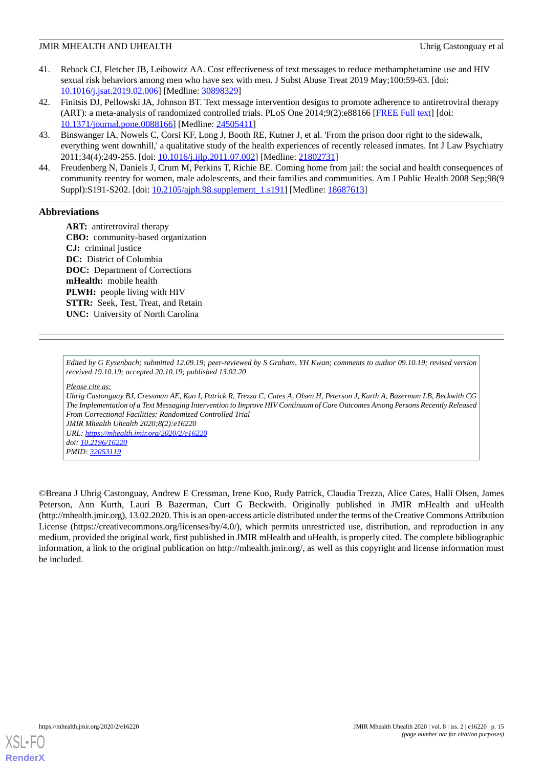41. Reback CJ, Fletcher JB, Leibowitz AA. Cost effectiveness of text messages to reduce methamphetamine use and HIV sexual risk behaviors among men who have sex with men. J Subst Abuse Treat 2019 May;100:59-63. [doi: 10.1016/j.jsat.2019.02.006] [Medline: 30898329]
42. Finitsis DJ, Pellowski JA, Johnson BT. Text message intervention designs to promote adherence to antiretroviral therapy (ART): a meta-analysis of randomized controlled trials. PLoS One 2014;9(2):e88166 [FREE Full text] [doi: 10.1371/journal.pone.0088166] [Medline: 24505411]
43. Binswanger IA, Nowels C, Corsi KF, Long J, Booth RE, Kutner J, et al. 'From the prison door right to the sidewalk, everything went downhill,' a qualitative study of the health experiences of recently released inmates. Int J Law Psychiatry 2011;34(4):249-255. [doi: 10.1016/j.ijlp.2011.07.002] [Medline: 21802731]
44. Freudenberg N, Daniels J, Crum M, Perkins T, Richie BE. Coming home from jail: the social and health consequences of community reentry for women, male adolescents, and their families and communities. Am J Public Health 2008 Sep;98(9 Suppl):S191-S202. [doi: 10.2105/ajph.98.supplement_1.s191] [Medline: 18687613]

## Abbreviations

**ART:** antiretroviral therapy
**CBO:** community-based organization
**CJ:** criminal justice
**DC:** District of Columbia
**DOC:** Department of Corrections
**mHealth:** mobile health
**PLWH:** people living with HIV
**STTR:** Seek, Test, Treat, and Retain
**UNC:** University of North Carolina

*Edited by G Eysenbach; submitted 12.09.19; peer-reviewed by S Graham, YH Kwan; comments to author 09.10.19; revised version received 19.10.19; accepted 20.10.19; published 13.02.20*

*Please cite as:*
*Uhrig Castonguay BJ, Cressman AE, Kuo I, Patrick R, Trezza C, Cates A, Olsen H, Peterson J, Kurth A, Bazerman LB, Beckwith CG*
*The Implementation of a Text Messaging Intervention to Improve HIV Continuum of Care Outcomes Among Persons Recently Released From Correctional Facilities: Randomized Controlled Trial*
*JMIR Mhealth Uhealth 2020;8(2):e16220*
*URL: https://mhealth.jmir.org/2020/2/e16220*
*doi: 10.2196/16220*
*PMID: 32053119*

©Breana J Uhrig Castonguay, Andrew E Cressman, Irene Kuo, Rudy Patrick, Claudia Trezza, Alice Cates, Halli Olsen, James Peterson, Ann Kurth, Lauri B Bazerman, Curt G Beckwith. Originally published in JMIR mHealth and uHealth (http://mhealth.jmir.org), 13.02.2020. This is an open-access article distributed under the terms of the Creative Commons Attribution License (https://creativecommons.org/licenses/by/4.0/), which permits unrestricted use, distribution, and reproduction in any medium, provided the original work, first published in JMIR mHealth and uHealth, is properly cited. The complete bibliographic information, a link to the original publication on http://mhealth.jmir.org/, as well as this copyright and license information must be included.